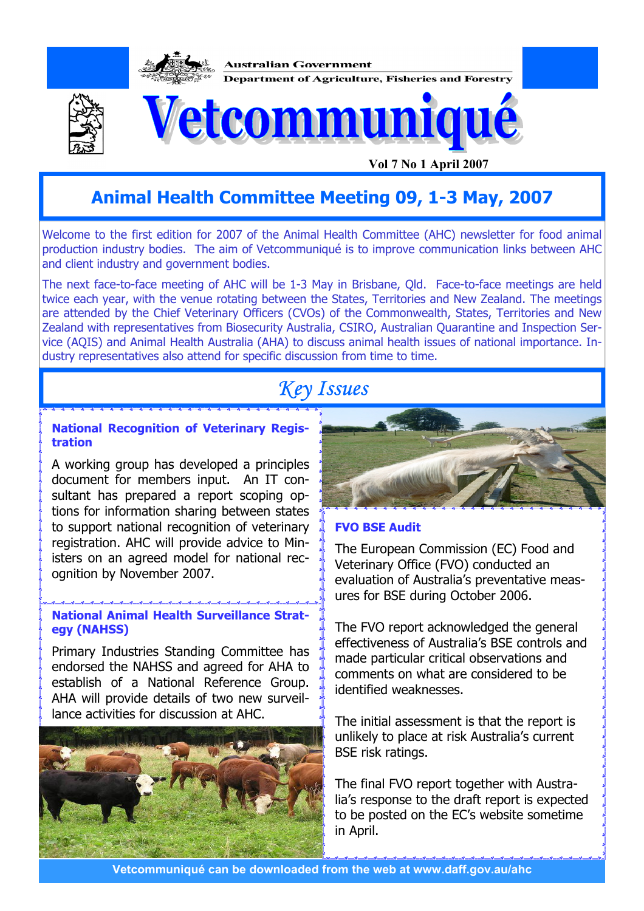Australian Government

Department of Agriculture, Fisheries and Forestry

# Vetcommuniqué

Vol 7 No 1 April 2007

## Animal Health Committee Meeting 09, 1-3 May, 2007

Welcome to the first edition for 2007 of the Animal Health Committee (AHC) newsletter for food animal production industry bodies. The aim of Vetcommuniqué is to improve communication links between AHC and client industry and government bodies.

The next face-to-face meeting of AHC will be 1-3 May in Brisbane, Qld. Face-to-face meetings are held twice each year, with the venue rotating between the States, Territories and New Zealand. The meetings are attended by the Chief Veterinary Officers (CVOs) of the Commonwealth, States, Territories and New Zealand with representatives from Biosecurity Australia, CSIRO, Australian Quarantine and Inspection Service (AQIS) and Animal Health Australia (AHA) to discuss animal health issues of national importance. Industry representatives also attend for specific discussion from time to time.

## *Key Issues*

### National Recognition of Veterinary Registration

A working group has developed a principles document for members input. An IT consultant has prepared a report scoping options for information sharing between states to support national recognition of veterinary registration. AHC will provide advice to Ministers on an agreed model for national recognition by November 2007.

### National Animal Health Surveillance Strategy (NAHSS)

Primary Industries Standing Committee has endorsed the NAHSS and agreed for AHA to establish of a National Reference Group. AHA will provide details of two new surveillance activities for discussion at AHC.

### FVO BSE Audit

The European Commission (EC) Food and Veterinary Office (FVO) conducted an evaluation of Australia's preventative measures for BSE during October 2006.

The FVO report acknowledged the general effectiveness of Australia's BSE controls and made particular critical observations and comments on what are considered to be identified weaknesses.

The initial assessment is that the report is unlikely to place at risk Australia's current BSE risk ratings.

The final FVO report together with Australia's response to the draft report is expected to be posted on the EC's website sometime in April.

**Vetcommuniqué can be downloaded from the web at www.daff.gov.au/ahc**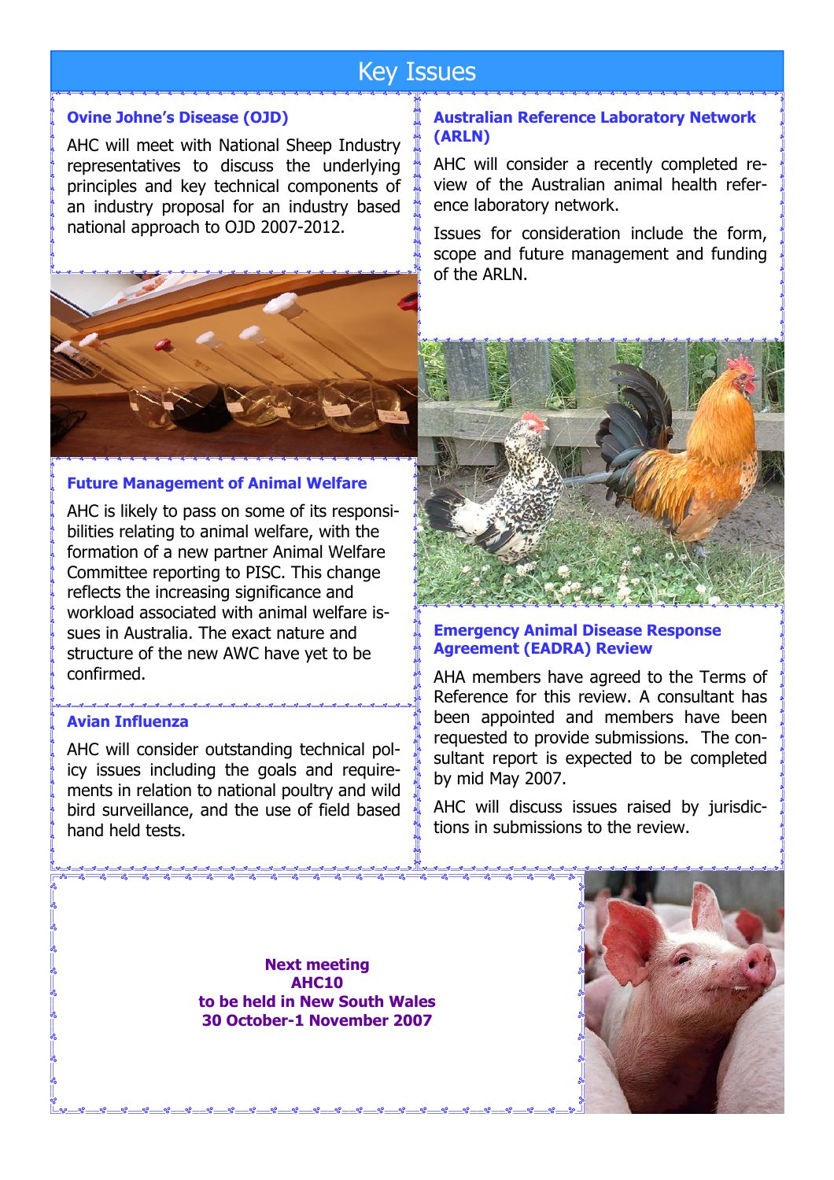# Key Issues

### Ovine Johne's Disease (OJD)

AHC will meet with National Sheep Industry representatives to discuss the underlying principles and key technical components of an industry proposal for an industry based national approach to OJD 2007-2012.

### Future Management of Animal Welfare

AHC is likely to pass on some of its responsibilities relating to animal welfare, with the formation of a new partner Animal Welfare Committee reporting to PISC. This change reflects the increasing significance and workload associated with animal welfare issues in Australia. The exact nature and structure of the new AWC have yet to be confirmed.

### Avian Influenza

AHC will consider outstanding technical policy issues including the goals and requirements in relation to national poultry and wild bird surveillance, and the use of field based hand held tests.

### Australian Reference Laboratory Network (ARLN)

AHC will consider a recently completed review of the Australian animal health reference laboratory network.

Issues for consideration include the form, scope and future management and funding of the ARLN.

### Emergency Animal Disease Response Agreement (EADRA) Review

AHA members have agreed to the Terms of Reference for this review. A consultant has been appointed and members have been requested to provide submissions. The consultant report is expected to be completed by mid May 2007.

AHC will discuss issues raised by jurisdictions in submissions to the review.

**Next meeting**
**AHC10**
**to be held in New South Wales**
**30 October-1 November 2007**